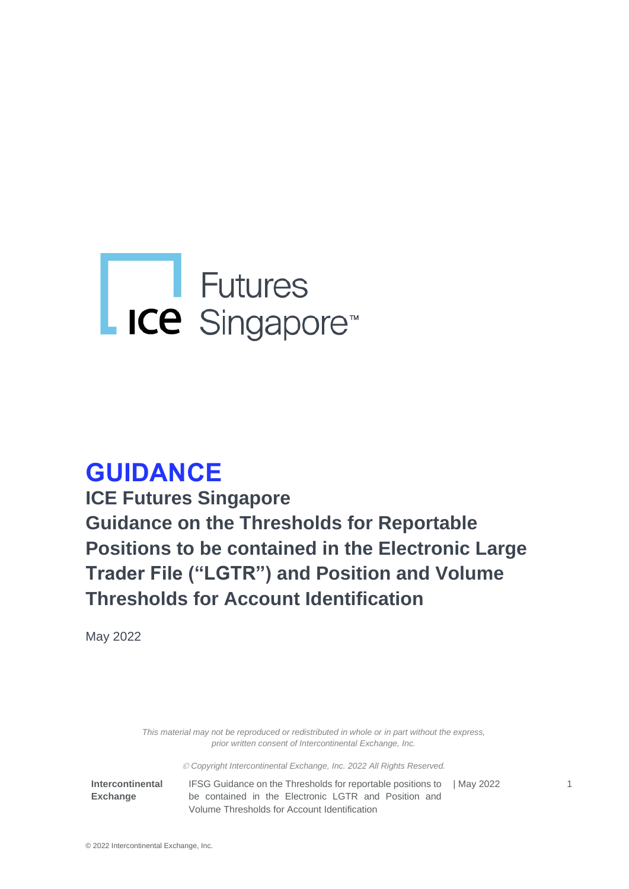ICE Futures Singapore™

# GUIDANCE

## ICE Futures Singapore

## Guidance on the Thresholds for Reportable Positions to be contained in the Electronic Large Trader File (“LGTR”) and Position and Volume Thresholds for Account Identification

May 2022

*This material may not be reproduced or redistributed in whole or in part without the express, prior written consent of Intercontinental Exchange, Inc.*

*© Copyright Intercontinental Exchange, Inc. 2022 All Rights Reserved.*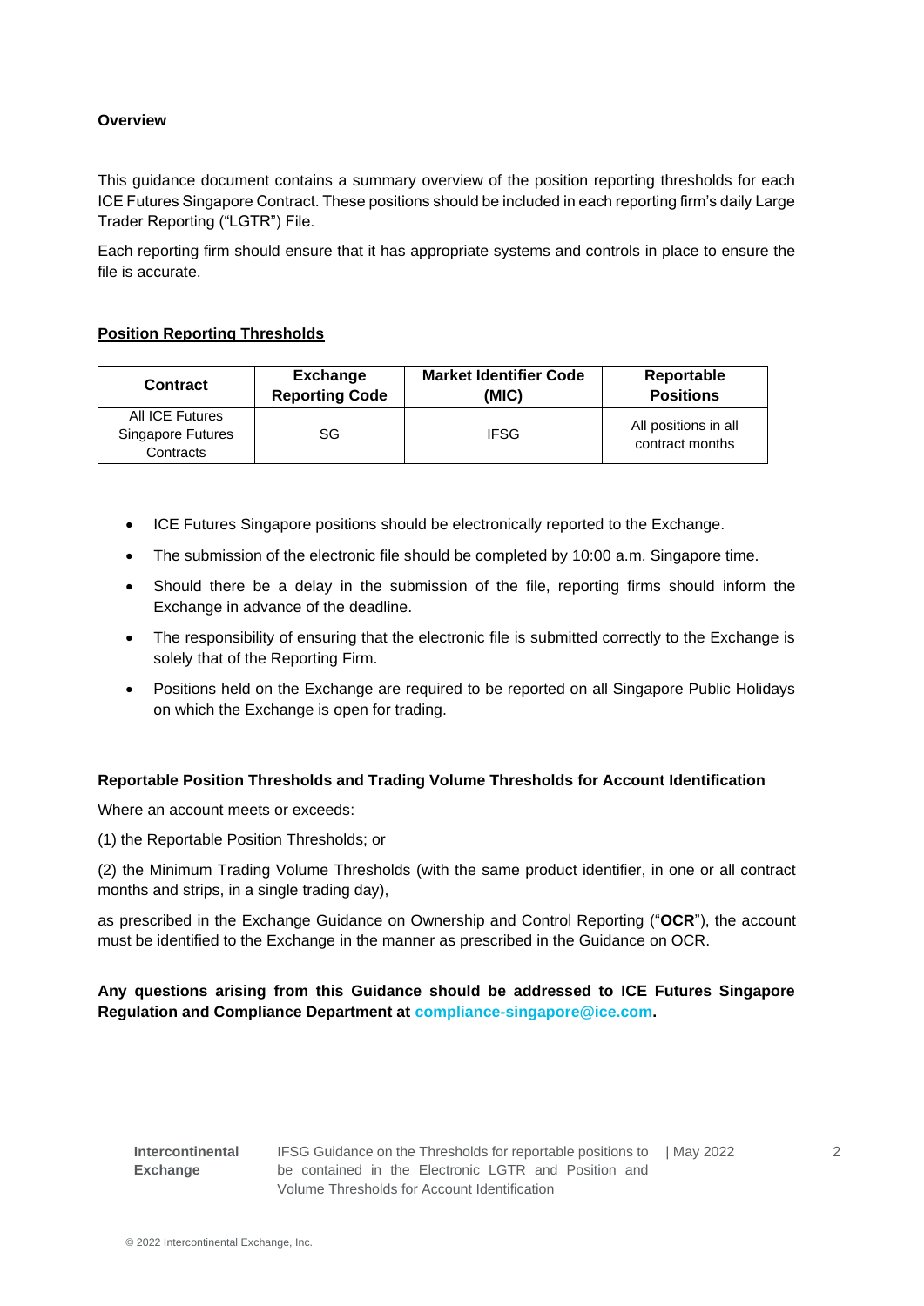**Overview**

This guidance document contains a summary overview of the position reporting thresholds for each ICE Futures Singapore Contract. These positions should be included in each reporting firm's daily Large Trader Reporting ("LGTR") File.

Each reporting firm should ensure that it has appropriate systems and controls in place to ensure the file is accurate.

**Position Reporting Thresholds**

| Contract | Exchange Reporting Code | Market Identifier Code (MIC) | Reportable Positions |
|---|---|---|---|
| All ICE Futures Singapore Futures Contracts | SG | IFSG | All positions in all contract months |

- ICE Futures Singapore positions should be electronically reported to the Exchange.
- The submission of the electronic file should be completed by 10:00 a.m. Singapore time.
- Should there be a delay in the submission of the file, reporting firms should inform the Exchange in advance of the deadline.
- The responsibility of ensuring that the electronic file is submitted correctly to the Exchange is solely that of the Reporting Firm.
- Positions held on the Exchange are required to be reported on all Singapore Public Holidays on which the Exchange is open for trading.

**Reportable Position Thresholds and Trading Volume Thresholds for Account Identification**

Where an account meets or exceeds:

(1) the Reportable Position Thresholds; or

(2) the Minimum Trading Volume Thresholds (with the same product identifier, in one or all contract months and strips, in a single trading day),

as prescribed in the Exchange Guidance on Ownership and Control Reporting ("**OCR**"), the account must be identified to the Exchange in the manner as prescribed in the Guidance on OCR.

**Any questions arising from this Guidance should be addressed to ICE Futures Singapore Regulation and Compliance Department at compliance-singapore@ice.com.**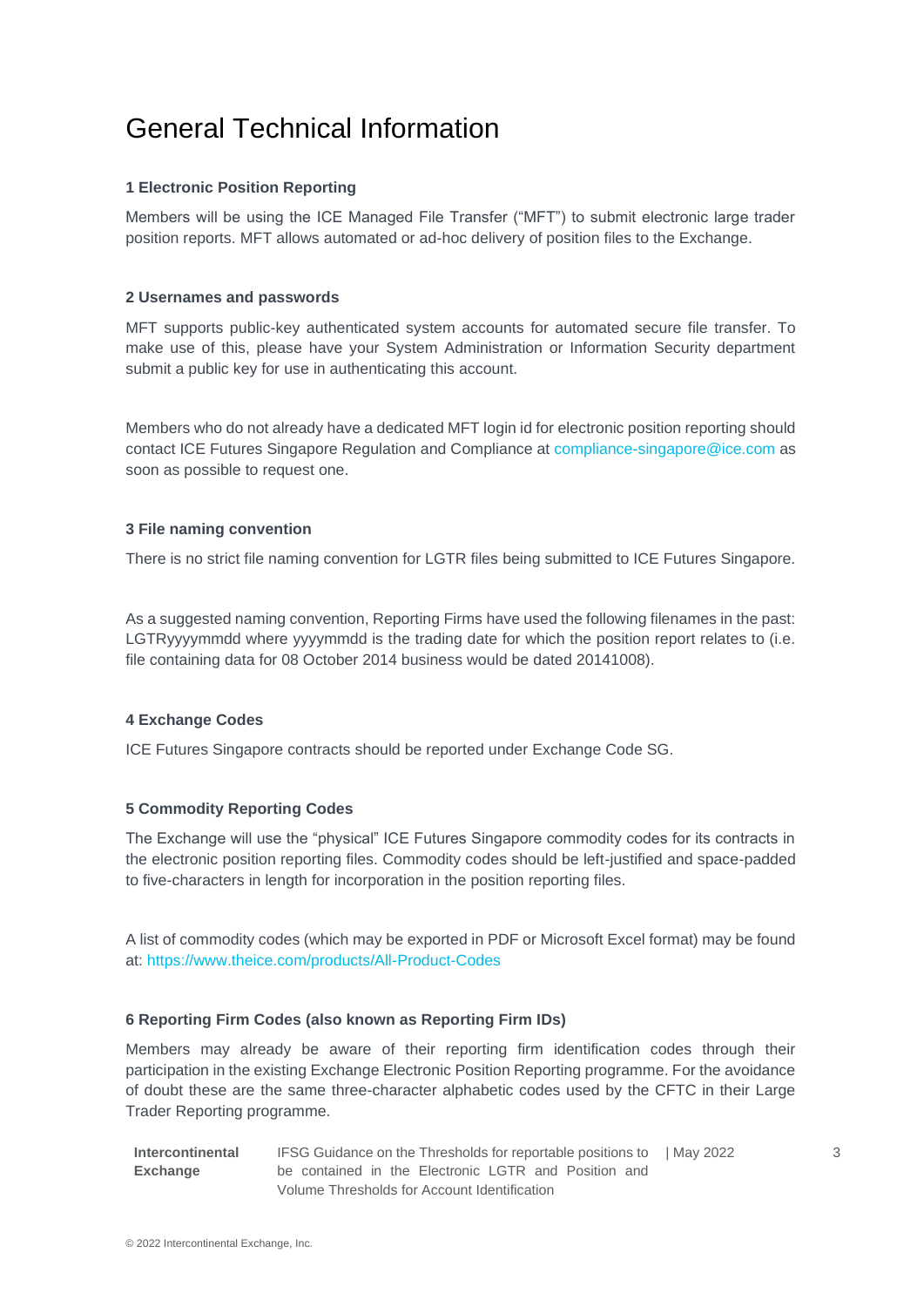# General Technical Information

### 1 Electronic Position Reporting

Members will be using the ICE Managed File Transfer ("MFT") to submit electronic large trader position reports. MFT allows automated or ad-hoc delivery of position files to the Exchange.

### 2 Usernames and passwords

MFT supports public-key authenticated system accounts for automated secure file transfer. To make use of this, please have your System Administration or Information Security department submit a public key for use in authenticating this account.

Members who do not already have a dedicated MFT login id for electronic position reporting should contact ICE Futures Singapore Regulation and Compliance at compliance-singapore@ice.com as soon as possible to request one.

### 3 File naming convention

There is no strict file naming convention for LGTR files being submitted to ICE Futures Singapore.

As a suggested naming convention, Reporting Firms have used the following filenames in the past: LGTRyyyymmdd where yyyymmdd is the trading date for which the position report relates to (i.e. file containing data for 08 October 2014 business would be dated 20141008).

### 4 Exchange Codes

ICE Futures Singapore contracts should be reported under Exchange Code SG.

### 5 Commodity Reporting Codes

The Exchange will use the "physical" ICE Futures Singapore commodity codes for its contracts in the electronic position reporting files. Commodity codes should be left-justified and space-padded to five-characters in length for incorporation in the position reporting files.

A list of commodity codes (which may be exported in PDF or Microsoft Excel format) may be found at: https://www.theice.com/products/All-Product-Codes

### 6 Reporting Firm Codes (also known as Reporting Firm IDs)

Members may already be aware of their reporting firm identification codes through their participation in the existing Exchange Electronic Position Reporting programme. For the avoidance of doubt these are the same three-character alphabetic codes used by the CFTC in their Large Trader Reporting programme.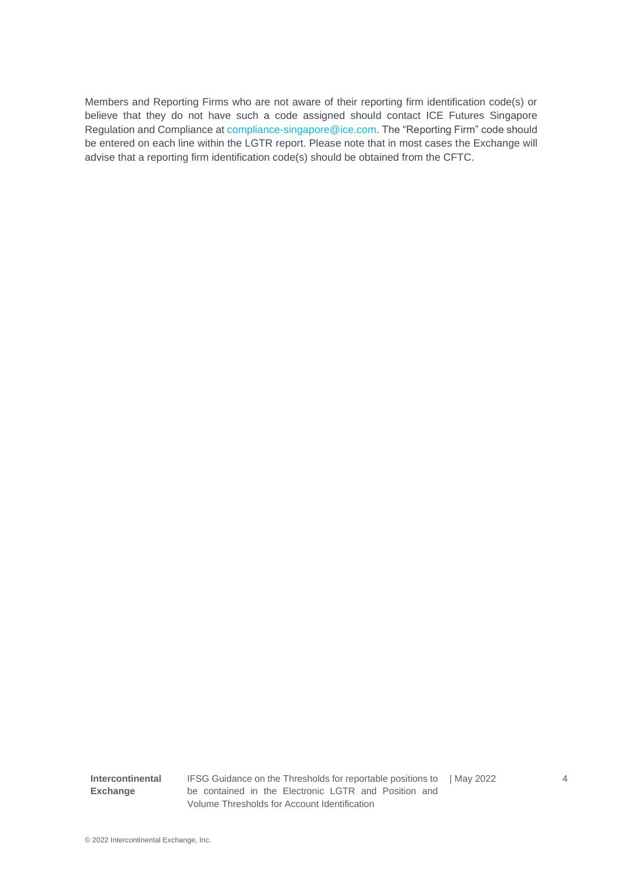Members and Reporting Firms who are not aware of their reporting firm identification code(s) or believe that they do not have such a code assigned should contact ICE Futures Singapore Regulation and Compliance at compliance-singapore@ice.com. The "Reporting Firm" code should be entered on each line within the LGTR report. Please note that in most cases the Exchange will advise that a reporting firm identification code(s) should be obtained from the CFTC.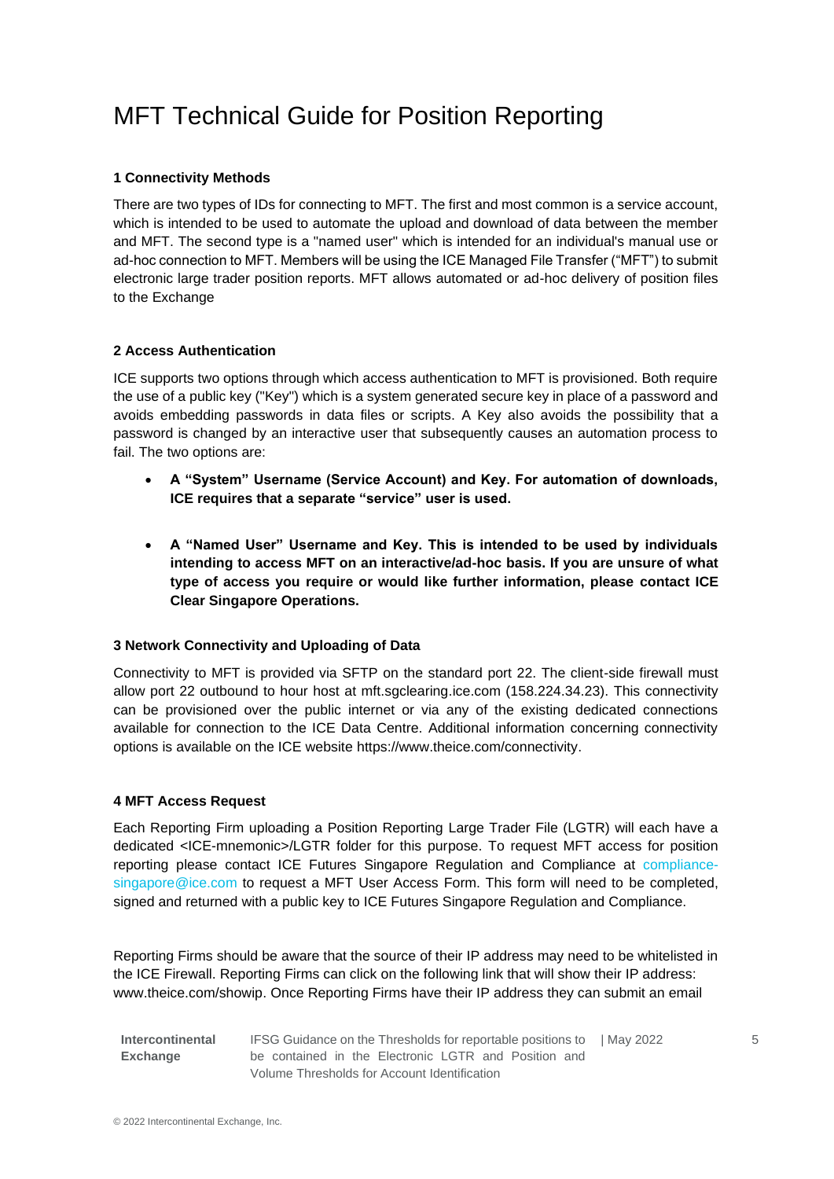# MFT Technical Guide for Position Reporting

## 1 Connectivity Methods

There are two types of IDs for connecting to MFT. The first and most common is a service account, which is intended to be used to automate the upload and download of data between the member and MFT. The second type is a "named user" which is intended for an individual's manual use or ad-hoc connection to MFT. Members will be using the ICE Managed File Transfer ("MFT") to submit electronic large trader position reports. MFT allows automated or ad-hoc delivery of position files to the Exchange

## 2 Access Authentication

ICE supports two options through which access authentication to MFT is provisioned. Both require the use of a public key ("Key") which is a system generated secure key in place of a password and avoids embedding passwords in data files or scripts. A Key also avoids the possibility that a password is changed by an interactive user that subsequently causes an automation process to fail. The two options are:

- **A "System" Username (Service Account) and Key. For automation of downloads, ICE requires that a separate "service" user is used.**
- **A "Named User" Username and Key. This is intended to be used by individuals intending to access MFT on an interactive/ad-hoc basis. If you are unsure of what type of access you require or would like further information, please contact ICE Clear Singapore Operations.**

## 3 Network Connectivity and Uploading of Data

Connectivity to MFT is provided via SFTP on the standard port 22. The client-side firewall must allow port 22 outbound to hour host at mft.sgclearing.ice.com (158.224.34.23). This connectivity can be provisioned over the public internet or via any of the existing dedicated connections available for connection to the ICE Data Centre. Additional information concerning connectivity options is available on the ICE website https://www.theice.com/connectivity.

## 4 MFT Access Request

Each Reporting Firm uploading a Position Reporting Large Trader File (LGTR) will each have a dedicated <ICE-mnemonic>/LGTR folder for this purpose. To request MFT access for position reporting please contact ICE Futures Singapore Regulation and Compliance at compliance-singapore@ice.com to request a MFT User Access Form. This form will need to be completed, signed and returned with a public key to ICE Futures Singapore Regulation and Compliance.

Reporting Firms should be aware that the source of their IP address may need to be whitelisted in the ICE Firewall. Reporting Firms can click on the following link that will show their IP address: www.theice.com/showip. Once Reporting Firms have their IP address they can submit an email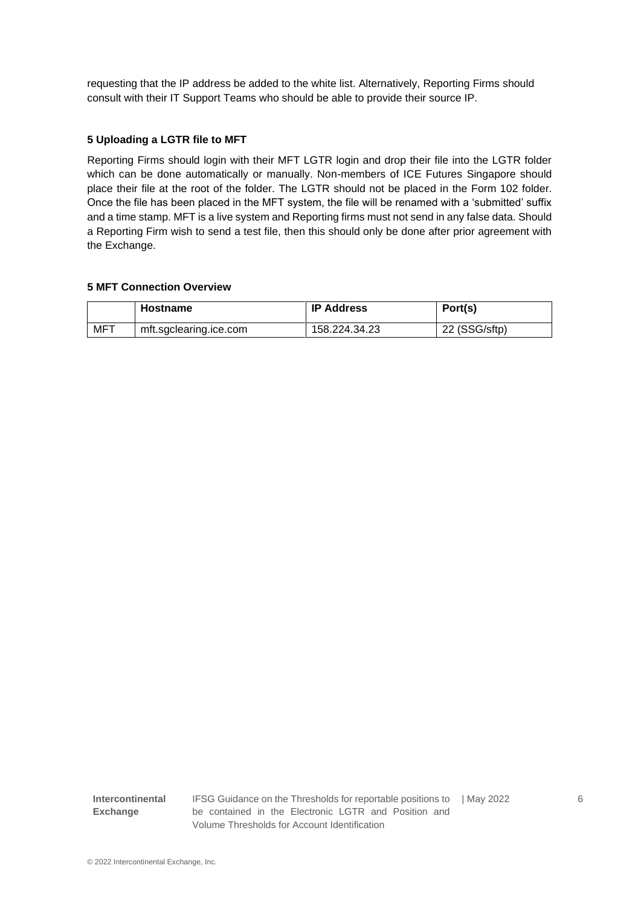requesting that the IP address be added to the white list. Alternatively, Reporting Firms should consult with their IT Support Teams who should be able to provide their source IP.

## 5 Uploading a LGTR file to MFT

Reporting Firms should login with their MFT LGTR login and drop their file into the LGTR folder which can be done automatically or manually. Non-members of ICE Futures Singapore should place their file at the root of the folder. The LGTR should not be placed in the Form 102 folder. Once the file has been placed in the MFT system, the file will be renamed with a 'submitted' suffix and a time stamp. MFT is a live system and Reporting firms must not send in any false data. Should a Reporting Firm wish to send a test file, then this should only be done after prior agreement with the Exchange.

## 5 MFT Connection Overview

| | Hostname | IP Address | Port(s) |
|---|---|---|---|
| MFT | mft.sgclearing.ice.com | 158.224.34.23 | 22 (SSG/sftp) |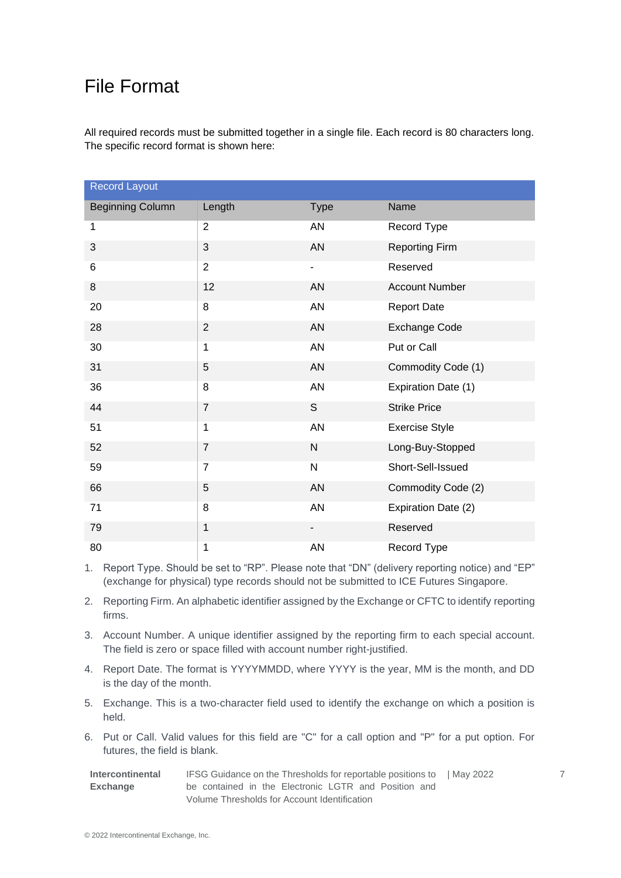# File Format

All required records must be submitted together in a single file. Each record is 80 characters long. The specific record format is shown here:

| Record Layout | | | |
|---|---|---|---|
| **Beginning Column** | **Length** | **Type** | **Name** |
| 1 | 2 | AN | Record Type |
| 3 | 3 | AN | Reporting Firm |
| 6 | 2 | - | Reserved |
| 8 | 12 | AN | Account Number |
| 20 | 8 | AN | Report Date |
| 28 | 2 | AN | Exchange Code |
| 30 | 1 | AN | Put or Call |
| 31 | 5 | AN | Commodity Code (1) |
| 36 | 8 | AN | Expiration Date (1) |
| 44 | 7 | S | Strike Price |
| 51 | 1 | AN | Exercise Style |
| 52 | 7 | N | Long-Buy-Stopped |
| 59 | 7 | N | Short-Sell-Issued |
| 66 | 5 | AN | Commodity Code (2) |
| 71 | 8 | AN | Expiration Date (2) |
| 79 | 1 | - | Reserved |
| 80 | 1 | AN | Record Type |

1. Report Type. Should be set to "RP". Please note that "DN" (delivery reporting notice) and "EP" (exchange for physical) type records should not be submitted to ICE Futures Singapore.
2. Reporting Firm. An alphabetic identifier assigned by the Exchange or CFTC to identify reporting firms.
3. Account Number. A unique identifier assigned by the reporting firm to each special account. The field is zero or space filled with account number right-justified.
4. Report Date. The format is YYYYMMDD, where YYYY is the year, MM is the month, and DD is the day of the month.
5. Exchange. This is a two-character field used to identify the exchange on which a position is held.
6. Put or Call. Valid values for this field are "C" for a call option and "P" for a put option. For futures, the field is blank.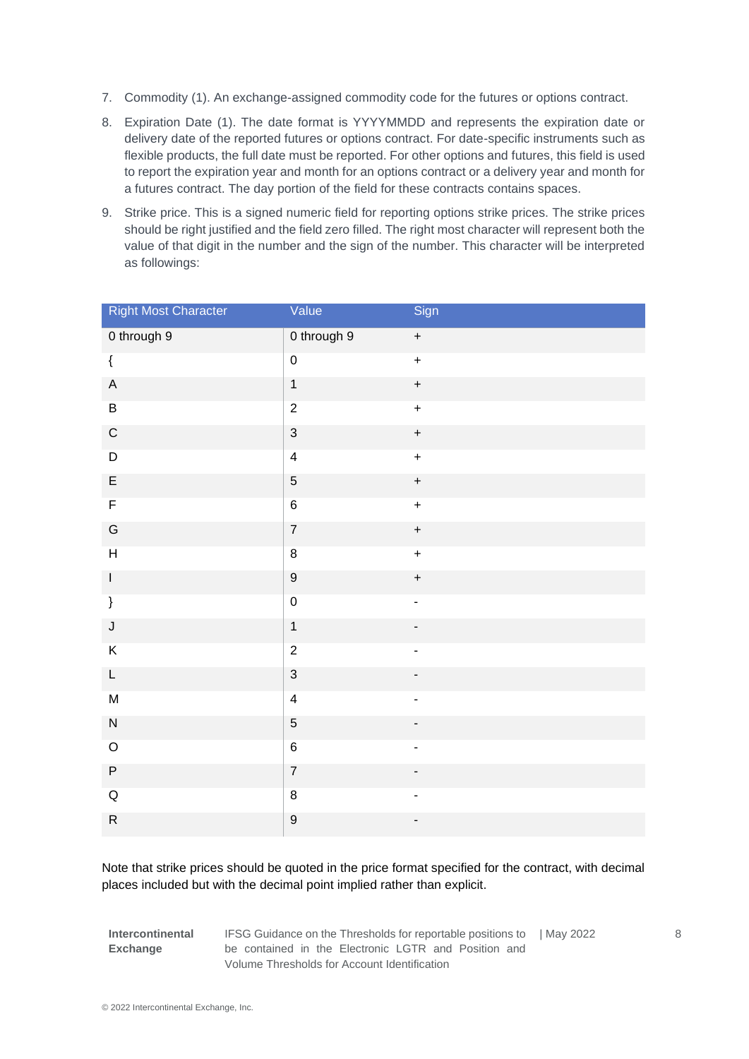7. Commodity (1). An exchange-assigned commodity code for the futures or options contract.
8. Expiration Date (1). The date format is YYYYMMDD and represents the expiration date or delivery date of the reported futures or options contract. For date-specific instruments such as flexible products, the full date must be reported. For other options and futures, this field is used to report the expiration year and month for an options contract or a delivery year and month for a futures contract. The day portion of the field for these contracts contains spaces.
9. Strike price. This is a signed numeric field for reporting options strike prices. The strike prices should be right justified and the field zero filled. The right most character will represent both the value of that digit in the number and the sign of the number. This character will be interpreted as followings:

| Right Most Character | Value | Sign |
|---|---|---|
| 0 through 9 | 0 through 9 | + |
| { | 0 | + |
| A | 1 | + |
| B | 2 | + |
| C | 3 | + |
| D | 4 | + |
| E | 5 | + |
| F | 6 | + |
| G | 7 | + |
| H | 8 | + |
| I | 9 | + |
| } | 0 | - |
| J | 1 | - |
| K | 2 | - |
| L | 3 | - |
| M | 4 | - |
| N | 5 | - |
| O | 6 | - |
| P | 7 | - |
| Q | 8 | - |
| R | 9 | - |

Note that strike prices should be quoted in the price format specified for the contract, with decimal places included but with the decimal point implied rather than explicit.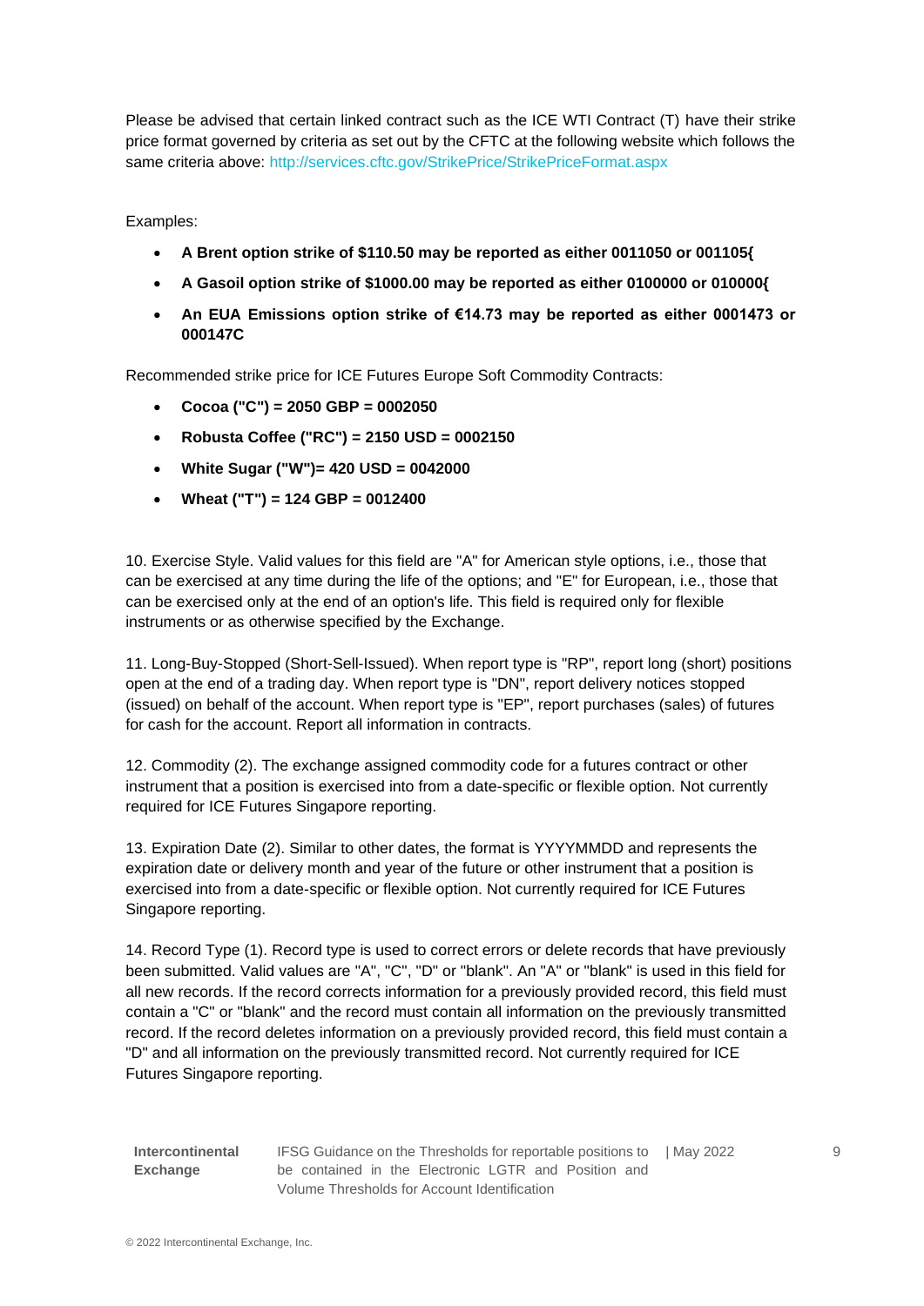Please be advised that certain linked contract such as the ICE WTI Contract (T) have their strike price format governed by criteria as set out by the CFTC at the following website which follows the same criteria above: http://services.cftc.gov/StrikePrice/StrikePriceFormat.aspx

Examples:

- **A Brent option strike of $110.50 may be reported as either 0011050 or 001105{**
- **A Gasoil option strike of $1000.00 may be reported as either 0100000 or 010000{**
- **An EUA Emissions option strike of €14.73 may be reported as either 0001473 or 000147C**

Recommended strike price for ICE Futures Europe Soft Commodity Contracts:

- **Cocoa ("C") = 2050 GBP = 0002050**
- **Robusta Coffee ("RC") = 2150 USD = 0002150**
- **White Sugar ("W")= 420 USD = 0042000**
- **Wheat ("T") = 124 GBP = 0012400**

10. Exercise Style. Valid values for this field are "A" for American style options, i.e., those that can be exercised at any time during the life of the options; and "E" for European, i.e., those that can be exercised only at the end of an option's life. This field is required only for flexible instruments or as otherwise specified by the Exchange.

11. Long-Buy-Stopped (Short-Sell-Issued). When report type is "RP", report long (short) positions open at the end of a trading day. When report type is "DN", report delivery notices stopped (issued) on behalf of the account. When report type is "EP", report purchases (sales) of futures for cash for the account. Report all information in contracts.

12. Commodity (2). The exchange assigned commodity code for a futures contract or other instrument that a position is exercised into from a date-specific or flexible option. Not currently required for ICE Futures Singapore reporting.

13. Expiration Date (2). Similar to other dates, the format is YYYYMMDD and represents the expiration date or delivery month and year of the future or other instrument that a position is exercised into from a date-specific or flexible option. Not currently required for ICE Futures Singapore reporting.

14. Record Type (1). Record type is used to correct errors or delete records that have previously been submitted. Valid values are "A", "C", "D" or "blank". An "A" or "blank" is used in this field for all new records. If the record corrects information for a previously provided record, this field must contain a "C" or "blank" and the record must contain all information on the previously transmitted record. If the record deletes information on a previously provided record, this field must contain a "D" and all information on the previously transmitted record. Not currently required for ICE Futures Singapore reporting.